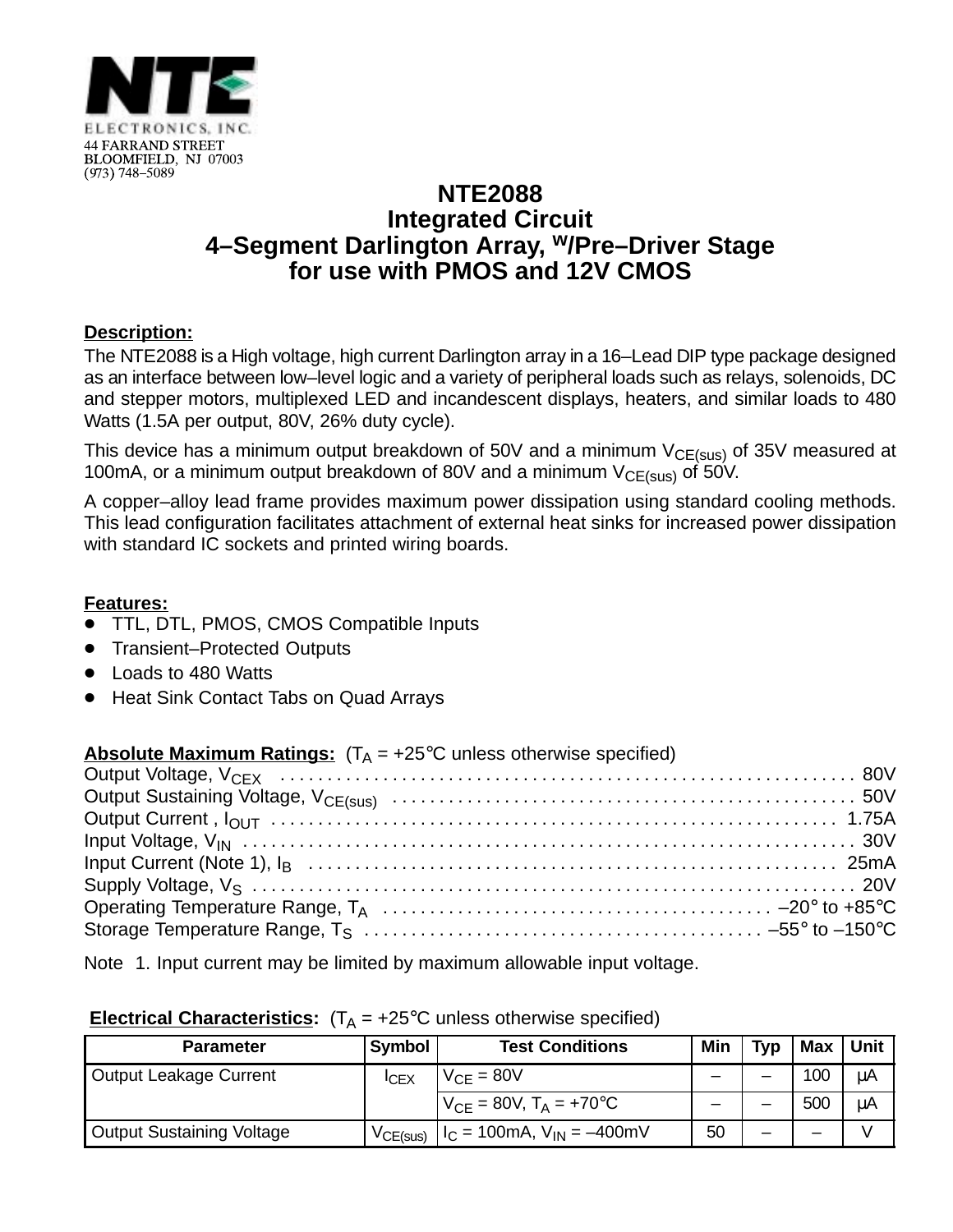NTE ELECTRONICS, INC.
44 FARRAND STREET
BLOOMFIELD, NJ 07003
(973) 748–5089

# NTE2088
## Integrated Circuit
## 4–Segment Darlington Array, W/Pre–Driver Stage for use with PMOS and 12V CMOS

**Description:**

The NTE2088 is a High voltage, high current Darlington array in a 16–Lead DIP type package designed as an interface between low–level logic and a variety of peripheral loads such as relays, solenoids, DC and stepper motors, multiplexed LED and incandescent displays, heaters, and similar loads to 480 Watts (1.5A per output, 80V, 26% duty cycle).

This device has a minimum output breakdown of 50V and a minimum $V_{CE(sus)}$ of 35V measured at 100mA, or a minimum output breakdown of 80V and a minimum $V_{CE(sus)}$ of 50V.

A copper–alloy lead frame provides maximum power dissipation using standard cooling methods. This lead configuration facilitates attachment of external heat sinks for increased power dissipation with standard IC sockets and printed wiring boards.

**Features:**

- TTL, DTL, PMOS, CMOS Compatible Inputs
- Transient–Protected Outputs
- Loads to 480 Watts
- Heat Sink Contact Tabs on Quad Arrays

**Absolute Maximum Ratings:** ($T_A$ = +25°C unless otherwise specified)

Output Voltage, $V_{CEX}$ ... 80V
Output Sustaining Voltage, $V_{CE(sus)}$ ... 50V
Output Current , $I_{OUT}$ ... 1.75A
Input Voltage, $V_{IN}$ ... 30V
Input Current (Note 1), $I_B$ ... 25mA
Supply Voltage, $V_S$ ... 20V
Operating Temperature Range, $T_A$ ... –20° to +85°C
Storage Temperature Range, $T_S$ ... –55° to –150°C

Note 1. Input current may be limited by maximum allowable input voltage.

**Electrical Characteristics:** ($T_A$ = +25°C unless otherwise specified)

| Parameter | Symbol | Test Conditions | Min | Typ | Max | Unit |
|---|---|---|---|---|---|---|
| Output Leakage Current | $I_{CEX}$ | $V_{CE}$ = 80V | – | – | 100 | µA |
| | | $V_{CE}$ = 80V, $T_A$ = +70°C | – | – | 500 | µA |
| Output Sustaining Voltage | $V_{CE(sus)}$ | $I_C$ = 100mA, $V_{IN}$ = –400mV | 50 | – | – | V |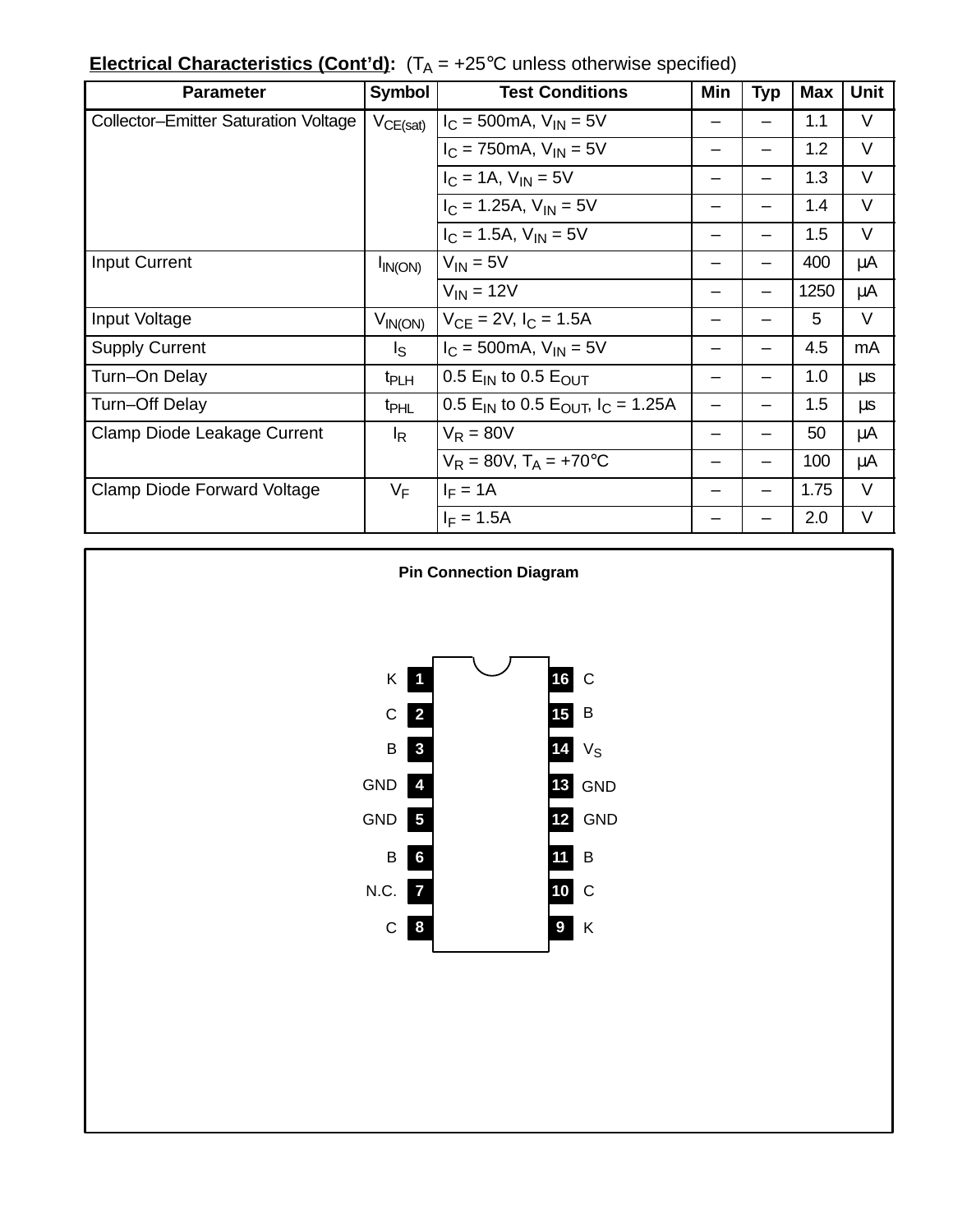**Electrical Characteristics (Cont'd):** ($T_A$ = +25°C unless otherwise specified)

| Parameter | Symbol | Test Conditions | Min | Typ | Max | Unit |
|---|---|---|---|---|---|---|
| Collector–Emitter Saturation Voltage | $V_{CE(sat)}$ | $I_C$ = 500mA, $V_{IN}$ = 5V | – | – | 1.1 | V |
| | | $I_C$ = 750mA, $V_{IN}$ = 5V | – | – | 1.2 | V |
| | | $I_C$ = 1A, $V_{IN}$ = 5V | – | – | 1.3 | V |
| | | $I_C$ = 1.25A, $V_{IN}$ = 5V | – | – | 1.4 | V |
| | | $I_C$ = 1.5A, $V_{IN}$ = 5V | – | – | 1.5 | V |
| Input Current | $I_{IN(ON)}$ | $V_{IN}$ = 5V | – | – | 400 | μA |
| | | $V_{IN}$ = 12V | – | – | 1250 | μA |
| Input Voltage | $V_{IN(ON)}$ | $V_{CE}$ = 2V, $I_C$ = 1.5A | – | – | 5 | V |
| Supply Current | $I_S$ | $I_C$ = 500mA, $V_{IN}$ = 5V | – | – | 4.5 | mA |
| Turn–On Delay | $t_{PLH}$ | 0.5 $E_{IN}$ to 0.5 $E_{OUT}$ | – | – | 1.0 | μs |
| Turn–Off Delay | $t_{PHL}$ | 0.5 $E_{IN}$ to 0.5 $E_{OUT}$, $I_C$ = 1.25A | – | – | 1.5 | μs |
| Clamp Diode Leakage Current | $I_R$ | $V_R$ = 80V | – | – | 50 | μA |
| | | $V_R$ = 80V, $T_A$ = +70°C | – | – | 100 | μA |
| Clamp Diode Forward Voltage | $V_F$ | $I_F$ = 1A | – | – | 1.75 | V |
| | | $I_F$ = 1.5A | – | – | 2.0 | V |

**Pin Connection Diagram**

| Label | Pin | Pin | Label |
|---|---|---|---|
| K | 1 | 16 | C |
| C | 2 | 15 | B |
| B | 3 | 14 | $V_S$ |
| GND | 4 | 13 | GND |
| GND | 5 | 12 | GND |
| B | 6 | 11 | B |
| N.C. | 7 | 10 | C |
| C | 8 | 9 | K |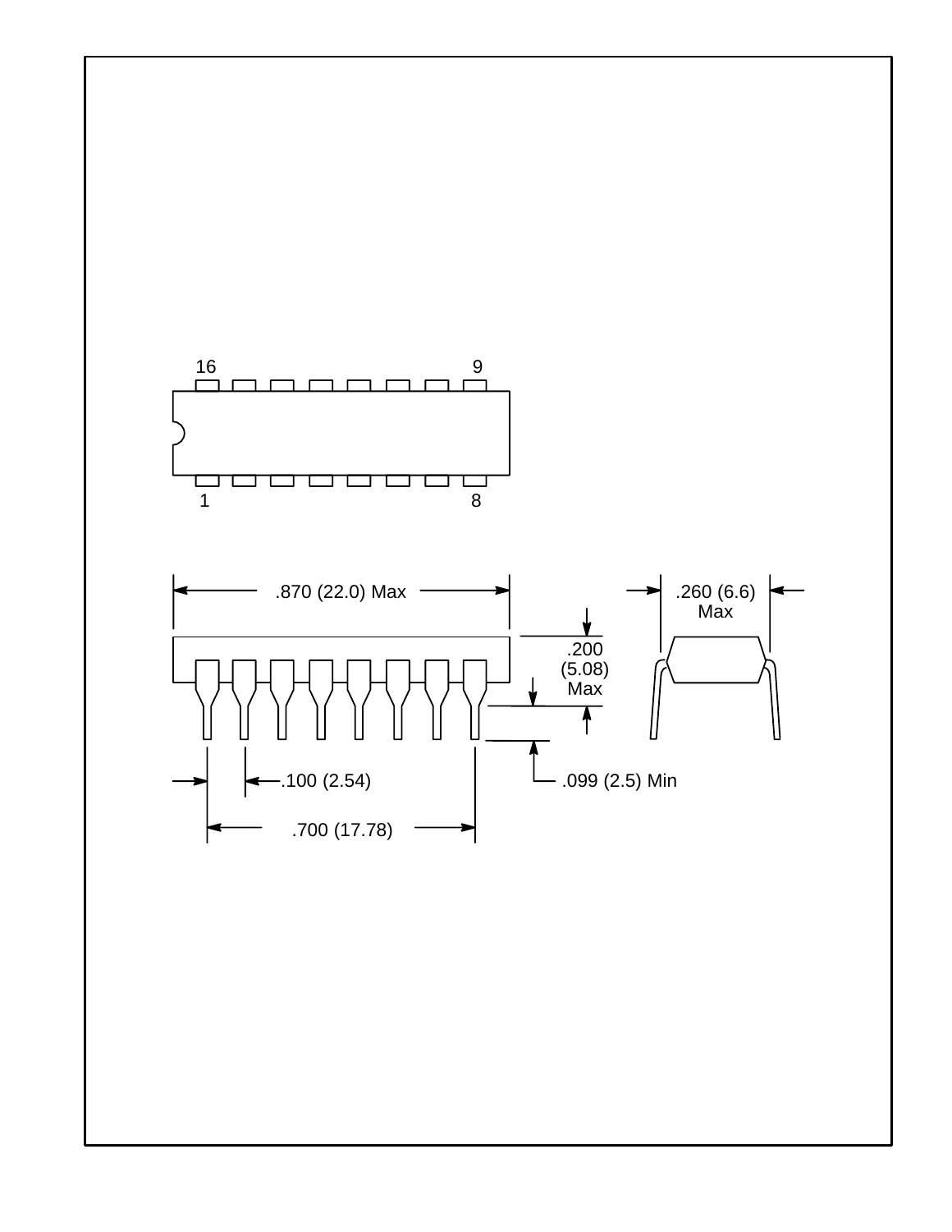16

9

1

8

.870 (22.0) Max

.260 (6.6)
Max

.200
(5.08)
Max

.100 (2.54)

.099 (2.5) Min

.700 (17.78)